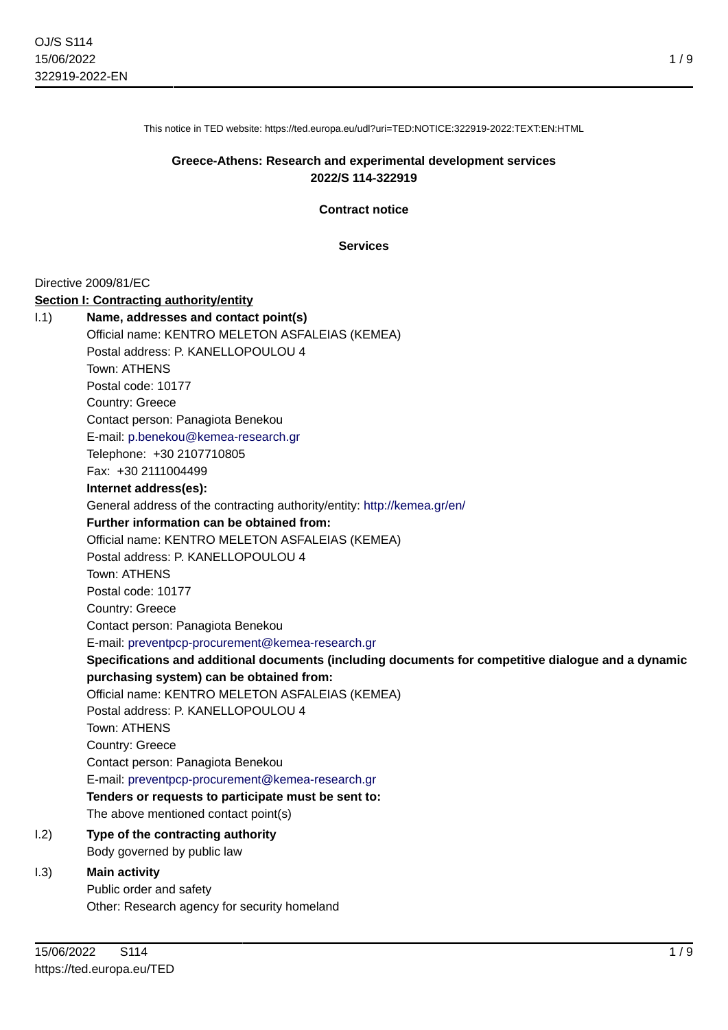This notice in TED website: https://ted.europa.eu/udl?uri=TED:NOTICE:322919-2022:TEXT:EN:HTML

**Greece-Athens: Research and experimental development services**
**2022/S 114-322919**

**Contract notice**

**Services**

Directive 2009/81/EC

**Section I: Contracting authority/entity**

I.1) **Name, addresses and contact point(s)**

Official name: KENTRO MELETON ASFALEIAS (KEMEA)
Postal address: P. KANELLOPOULOU 4
Town: ATHENS
Postal code: 10177
Country: Greece
Contact person: Panagiota Benekou
E-mail: p.benekou@kemea-research.gr
Telephone: +30 2107710805
Fax: +30 2111004499

**Internet address(es):**

General address of the contracting authority/entity: http://kemea.gr/en/

**Further information can be obtained from:**

Official name: KENTRO MELETON ASFALEIAS (KEMEA)
Postal address: P. KANELLOPOULOU 4
Town: ATHENS
Postal code: 10177
Country: Greece
Contact person: Panagiota Benekou
E-mail: preventpcp-procurement@kemea-research.gr

**Specifications and additional documents (including documents for competitive dialogue and a dynamic purchasing system) can be obtained from:**

Official name: KENTRO MELETON ASFALEIAS (KEMEA)
Postal address: P. KANELLOPOULOU 4
Town: ATHENS
Country: Greece
Contact person: Panagiota Benekou
E-mail: preventpcp-procurement@kemea-research.gr

**Tenders or requests to participate must be sent to:**

The above mentioned contact point(s)

I.2) **Type of the contracting authority**

Body governed by public law

I.3) **Main activity**

Public order and safety
Other: Research agency for security homeland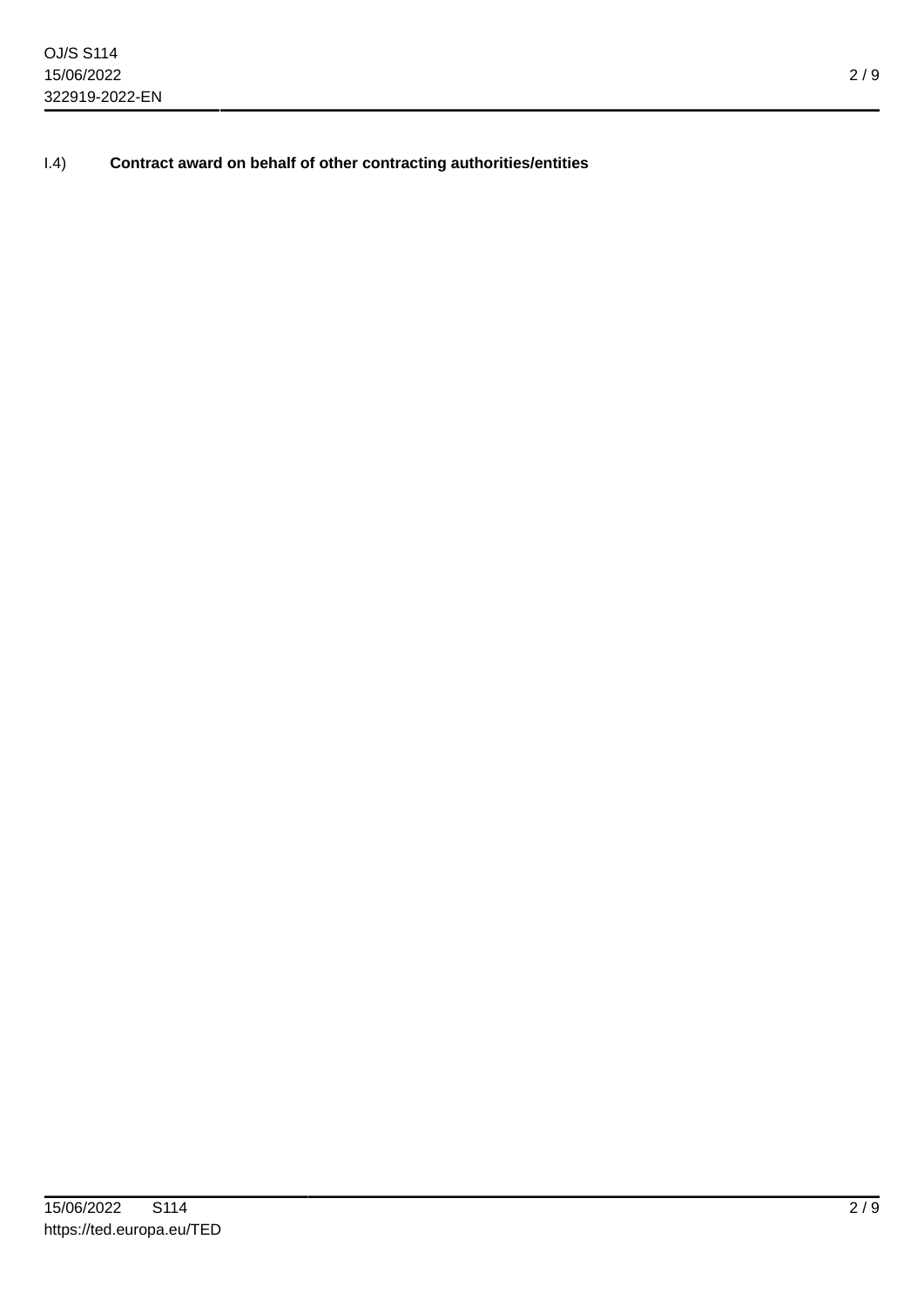I.4) **Contract award on behalf of other contracting authorities/entities**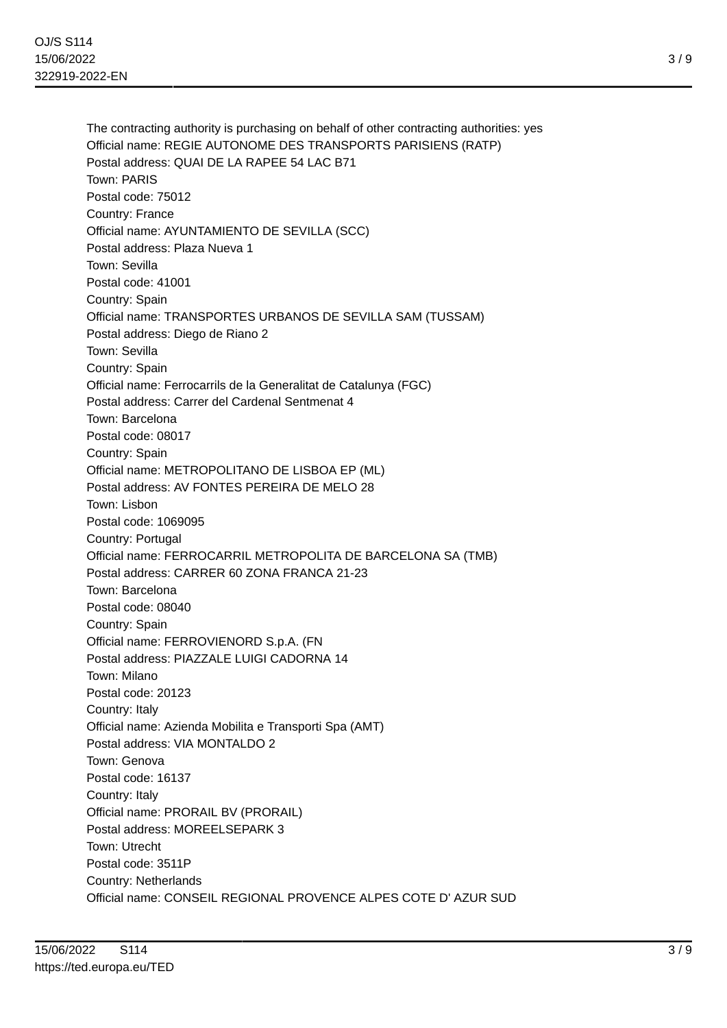The contracting authority is purchasing on behalf of other contracting authorities: yes
Official name: REGIE AUTONOME DES TRANSPORTS PARISIENS (RATP)
Postal address: QUAI DE LA RAPEE 54 LAC B71
Town: PARIS
Postal code: 75012
Country: France
Official name: AYUNTAMIENTO DE SEVILLA (SCC)
Postal address: Plaza Nueva 1
Town: Sevilla
Postal code: 41001
Country: Spain
Official name: TRANSPORTES URBANOS DE SEVILLA SAM (TUSSAM)
Postal address: Diego de Riano 2
Town: Sevilla
Country: Spain
Official name: Ferrocarrils de la Generalitat de Catalunya (FGC)
Postal address: Carrer del Cardenal Sentmenat 4
Town: Barcelona
Postal code: 08017
Country: Spain
Official name: METROPOLITANO DE LISBOA EP (ML)
Postal address: AV FONTES PEREIRA DE MELO 28
Town: Lisbon
Postal code: 1069095
Country: Portugal
Official name: FERROCARRIL METROPOLITA DE BARCELONA SA (TMB)
Postal address: CARRER 60 ZONA FRANCA 21-23
Town: Barcelona
Postal code: 08040
Country: Spain
Official name: FERROVIENORD S.p.A. (FN
Postal address: PIAZZALE LUIGI CADORNA 14
Town: Milano
Postal code: 20123
Country: Italy
Official name: Azienda Mobilita e Transporti Spa (AMT)
Postal address: VIA MONTALDO 2
Town: Genova
Postal code: 16137
Country: Italy
Official name: PRORAIL BV (PRORAIL)
Postal address: MOREELSEPARK 3
Town: Utrecht
Postal code: 3511P
Country: Netherlands
Official name: CONSEIL REGIONAL PROVENCE ALPES COTE D' AZUR SUD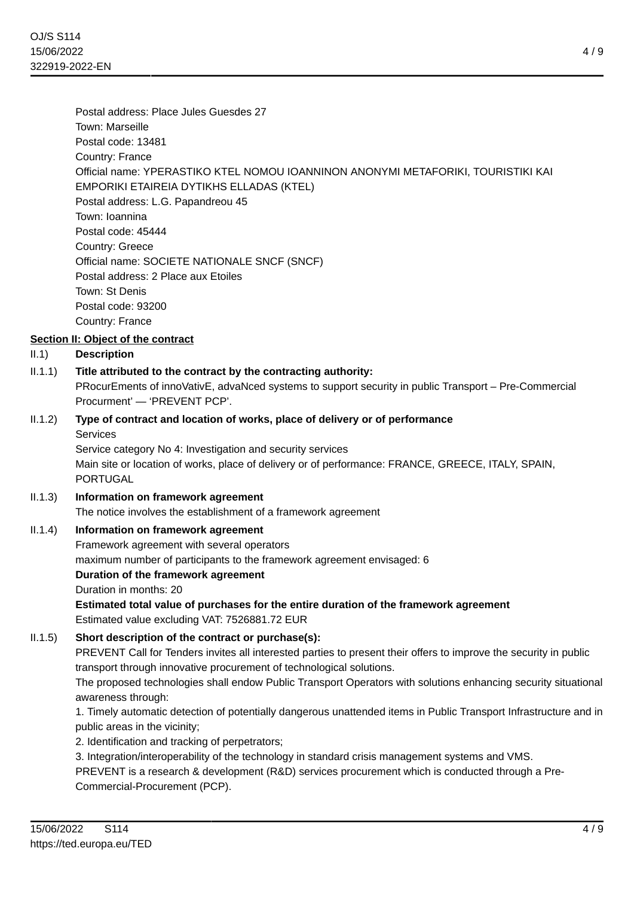Postal address: Place Jules Guesdes 27
Town: Marseille
Postal code: 13481
Country: France
Official name: YPERASTIKO KTEL NOMOU IOANNINON ANONYMI METAFORIKI, TOURISTIKI KAI EMPORIKI ETAIREIA DYTIKHS ELLADAS (KTEL)
Postal address: L.G. Papandreou 45
Town: Ioannina
Postal code: 45444
Country: Greece
Official name: SOCIETE NATIONALE SNCF (SNCF)
Postal address: 2 Place aux Etoiles
Town: St Denis
Postal code: 93200
Country: France

## Section II: Object of the contract

**II.1) Description**

**II.1.1) Title attributed to the contract by the contracting authority:**

PRocurEments of innoVativE, advaNced systems to support security in public Transport – Pre-Commercial Procurment' — 'PREVENT PCP'.

**II.1.2) Type of contract and location of works, place of delivery or of performance**

Services
Service category No 4: Investigation and security services
Main site or location of works, place of delivery or of performance: FRANCE, GREECE, ITALY, SPAIN, PORTUGAL

**II.1.3) Information on framework agreement**

The notice involves the establishment of a framework agreement

**II.1.4) Information on framework agreement**

Framework agreement with several operators
maximum number of participants to the framework agreement envisaged: 6

**Duration of the framework agreement**

Duration in months: 20

**Estimated total value of purchases for the entire duration of the framework agreement**

Estimated value excluding VAT: 7526881.72 EUR

**II.1.5) Short description of the contract or purchase(s):**

PREVENT Call for Tenders invites all interested parties to present their offers to improve the security in public transport through innovative procurement of technological solutions.

The proposed technologies shall endow Public Transport Operators with solutions enhancing security situational awareness through:

1. Timely automatic detection of potentially dangerous unattended items in Public Transport Infrastructure and in public areas in the vicinity;
2. Identification and tracking of perpetrators;
3. Integration/interoperability of the technology in standard crisis management systems and VMS.

PREVENT is a research & development (R&D) services procurement which is conducted through a Pre-Commercial-Procurement (PCP).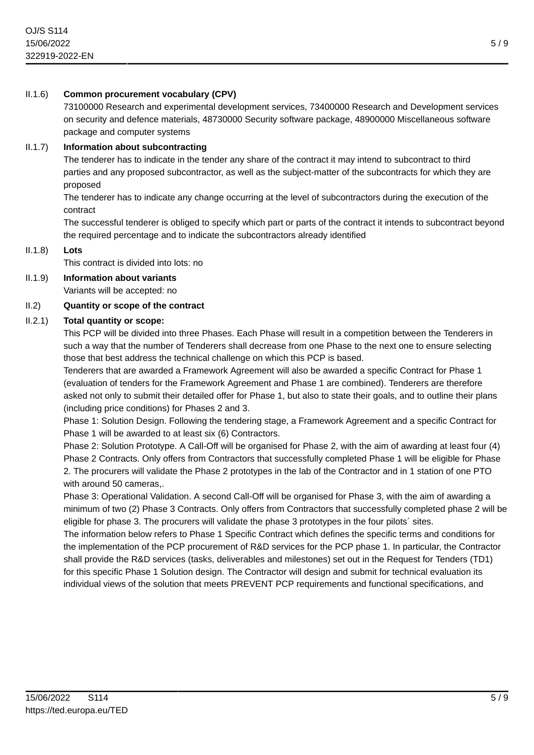II.1.6) **Common procurement vocabulary (CPV)**

73100000 Research and experimental development services, 73400000 Research and Development services on security and defence materials, 48730000 Security software package, 48900000 Miscellaneous software package and computer systems

II.1.7) **Information about subcontracting**

The tenderer has to indicate in the tender any share of the contract it may intend to subcontract to third parties and any proposed subcontractor, as well as the subject-matter of the subcontracts for which they are proposed

The tenderer has to indicate any change occurring at the level of subcontractors during the execution of the contract

The successful tenderer is obliged to specify which part or parts of the contract it intends to subcontract beyond the required percentage and to indicate the subcontractors already identified

II.1.8) **Lots**

This contract is divided into lots: no

II.1.9) **Information about variants**

Variants will be accepted: no

II.2) **Quantity or scope of the contract**

II.2.1) **Total quantity or scope:**

This PCP will be divided into three Phases. Each Phase will result in a competition between the Tenderers in such a way that the number of Tenderers shall decrease from one Phase to the next one to ensure selecting those that best address the technical challenge on which this PCP is based.

Tenderers that are awarded a Framework Agreement will also be awarded a specific Contract for Phase 1 (evaluation of tenders for the Framework Agreement and Phase 1 are combined). Tenderers are therefore asked not only to submit their detailed offer for Phase 1, but also to state their goals, and to outline their plans (including price conditions) for Phases 2 and 3.

Phase 1: Solution Design. Following the tendering stage, a Framework Agreement and a specific Contract for Phase 1 will be awarded to at least six (6) Contractors.

Phase 2: Solution Prototype. A Call-Off will be organised for Phase 2, with the aim of awarding at least four (4) Phase 2 Contracts. Only offers from Contractors that successfully completed Phase 1 will be eligible for Phase 2. The procurers will validate the Phase 2 prototypes in the lab of the Contractor and in 1 station of one PTO with around 50 cameras,.

Phase 3: Operational Validation. A second Call-Off will be organised for Phase 3, with the aim of awarding a minimum of two (2) Phase 3 Contracts. Only offers from Contractors that successfully completed phase 2 will be eligible for phase 3. The procurers will validate the phase 3 prototypes in the four pilots´ sites.

The information below refers to Phase 1 Specific Contract which defines the specific terms and conditions for the implementation of the PCP procurement of R&D services for the PCP phase 1. In particular, the Contractor shall provide the R&D services (tasks, deliverables and milestones) set out in the Request for Tenders (TD1) for this specific Phase 1 Solution design. The Contractor will design and submit for technical evaluation its individual views of the solution that meets PREVENT PCP requirements and functional specifications, and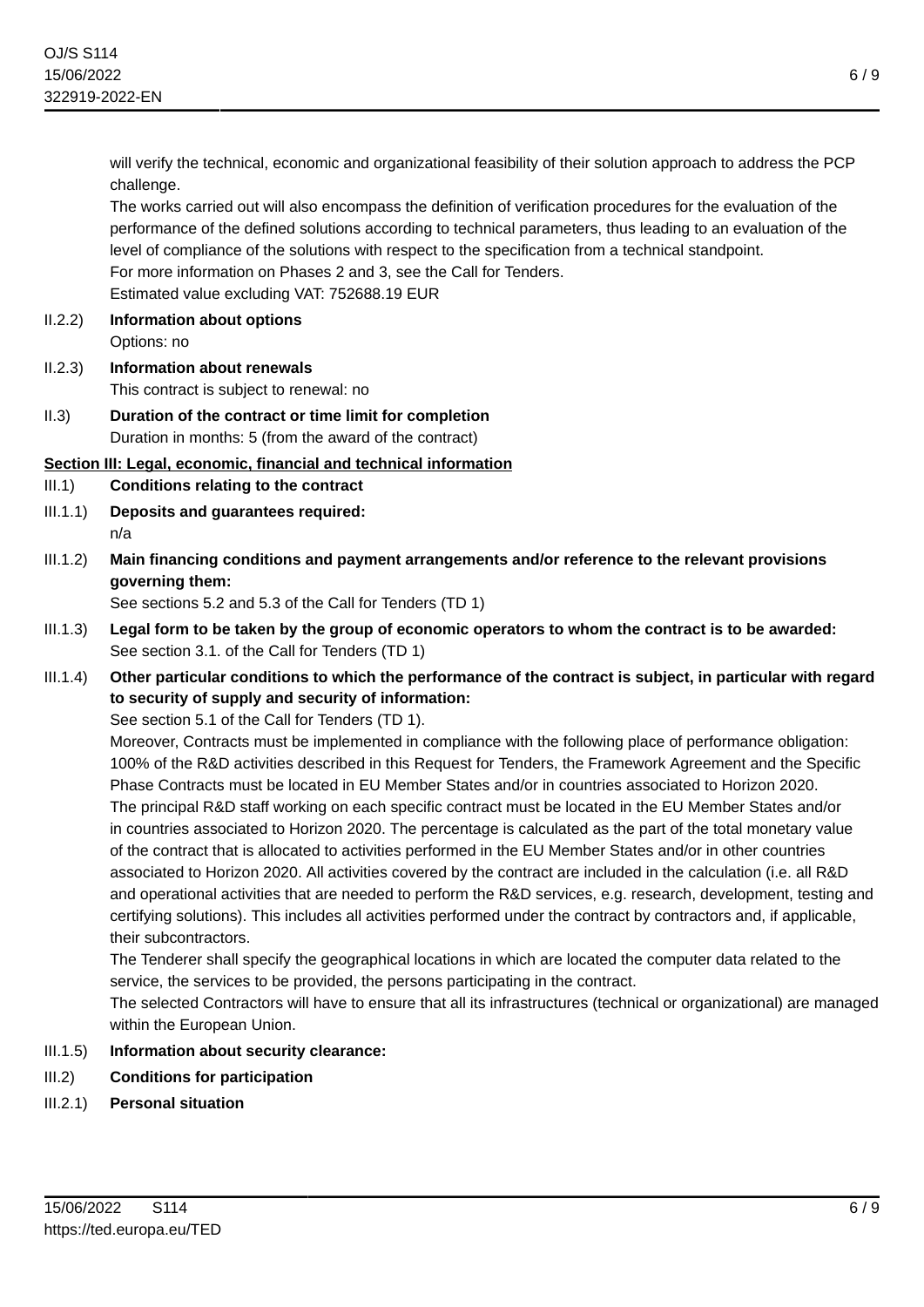will verify the technical, economic and organizational feasibility of their solution approach to address the PCP challenge.

The works carried out will also encompass the definition of verification procedures for the evaluation of the performance of the defined solutions according to technical parameters, thus leading to an evaluation of the level of compliance of the solutions with respect to the specification from a technical standpoint.

For more information on Phases 2 and 3, see the Call for Tenders.

Estimated value excluding VAT: 752688.19 EUR

II.2.2) **Information about options**

Options: no

II.2.3) **Information about renewals**

This contract is subject to renewal: no

II.3) **Duration of the contract or time limit for completion**

Duration in months: 5 (from the award of the contract)

**Section III: Legal, economic, financial and technical information**

III.1) **Conditions relating to the contract**

III.1.1) **Deposits and guarantees required:**

n/a

III.1.2) **Main financing conditions and payment arrangements and/or reference to the relevant provisions governing them:**

See sections 5.2 and 5.3 of the Call for Tenders (TD 1)

III.1.3) **Legal form to be taken by the group of economic operators to whom the contract is to be awarded:**

See section 3.1. of the Call for Tenders (TD 1)

III.1.4) **Other particular conditions to which the performance of the contract is subject, in particular with regard to security of supply and security of information:**

See section 5.1 of the Call for Tenders (TD 1).

Moreover, Contracts must be implemented in compliance with the following place of performance obligation: 100% of the R&D activities described in this Request for Tenders, the Framework Agreement and the Specific Phase Contracts must be located in EU Member States and/or in countries associated to Horizon 2020.

The principal R&D staff working on each specific contract must be located in the EU Member States and/or in countries associated to Horizon 2020. The percentage is calculated as the part of the total monetary value of the contract that is allocated to activities performed in the EU Member States and/or in other countries associated to Horizon 2020. All activities covered by the contract are included in the calculation (i.e. all R&D and operational activities that are needed to perform the R&D services, e.g. research, development, testing and certifying solutions). This includes all activities performed under the contract by contractors and, if applicable, their subcontractors.

The Tenderer shall specify the geographical locations in which are located the computer data related to the service, the services to be provided, the persons participating in the contract.

The selected Contractors will have to ensure that all its infrastructures (technical or organizational) are managed within the European Union.

III.1.5) **Information about security clearance:**

III.2) **Conditions for participation**

III.2.1) **Personal situation**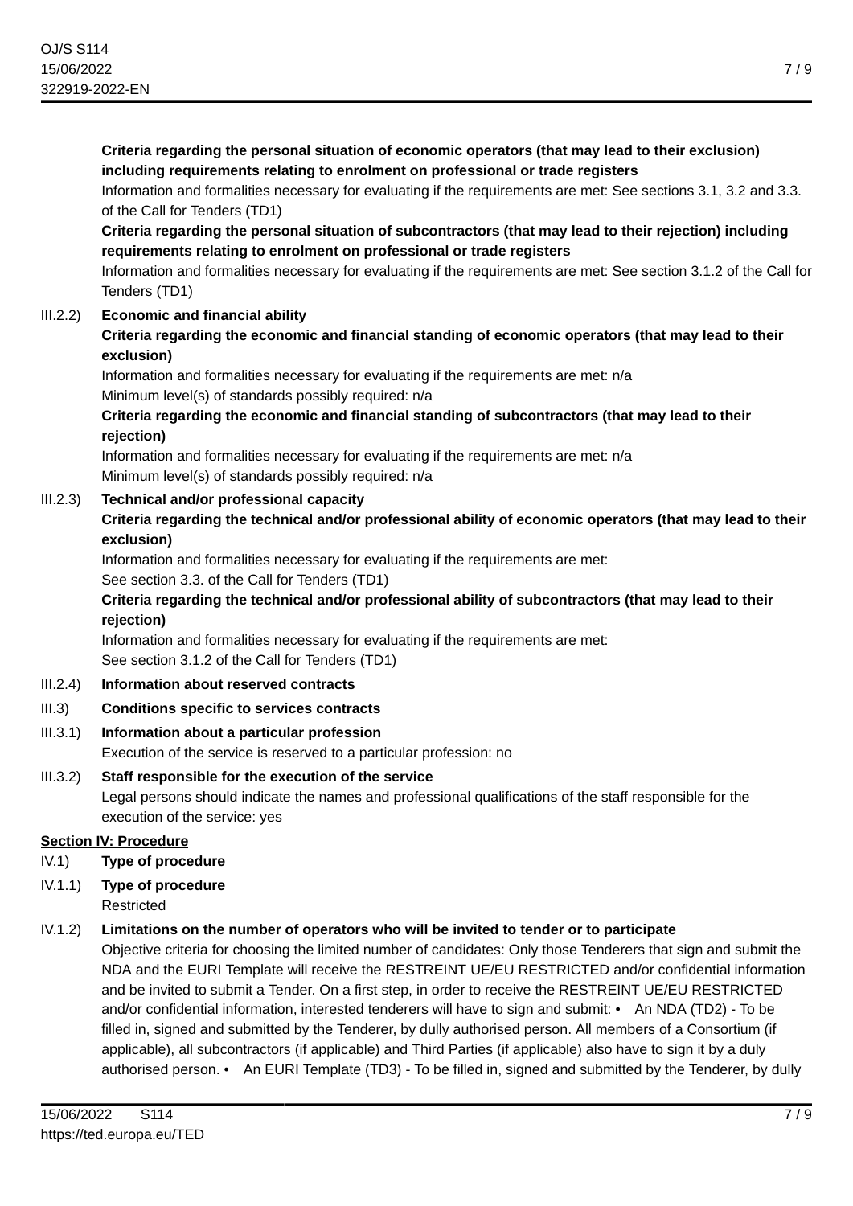**Criteria regarding the personal situation of economic operators (that may lead to their exclusion) including requirements relating to enrolment on professional or trade registers**

Information and formalities necessary for evaluating if the requirements are met: See sections 3.1, 3.2 and 3.3. of the Call for Tenders (TD1)

**Criteria regarding the personal situation of subcontractors (that may lead to their rejection) including requirements relating to enrolment on professional or trade registers**

Information and formalities necessary for evaluating if the requirements are met: See section 3.1.2 of the Call for Tenders (TD1)

III.2.2) **Economic and financial ability**

**Criteria regarding the economic and financial standing of economic operators (that may lead to their exclusion)**

Information and formalities necessary for evaluating if the requirements are met: n/a

Minimum level(s) of standards possibly required: n/a

**Criteria regarding the economic and financial standing of subcontractors (that may lead to their rejection)**

Information and formalities necessary for evaluating if the requirements are met: n/a

Minimum level(s) of standards possibly required: n/a

III.2.3) **Technical and/or professional capacity**

**Criteria regarding the technical and/or professional ability of economic operators (that may lead to their exclusion)**

Information and formalities necessary for evaluating if the requirements are met:

See section 3.3. of the Call for Tenders (TD1)

**Criteria regarding the technical and/or professional ability of subcontractors (that may lead to their rejection)**

Information and formalities necessary for evaluating if the requirements are met:

See section 3.1.2 of the Call for Tenders (TD1)

III.2.4) **Information about reserved contracts**

III.3) **Conditions specific to services contracts**

III.3.1) **Information about a particular profession**

Execution of the service is reserved to a particular profession: no

III.3.2) **Staff responsible for the execution of the service**

Legal persons should indicate the names and professional qualifications of the staff responsible for the execution of the service: yes

**Section IV: Procedure**

IV.1) **Type of procedure**

IV.1.1) **Type of procedure**

Restricted

IV.1.2) **Limitations on the number of operators who will be invited to tender or to participate**

Objective criteria for choosing the limited number of candidates: Only those Tenderers that sign and submit the NDA and the EURI Template will receive the RESTREINT UE/EU RESTRICTED and/or confidential information and be invited to submit a Tender. On a first step, in order to receive the RESTREINT UE/EU RESTRICTED and/or confidential information, interested tenderers will have to sign and submit: • An NDA (TD2) - To be filled in, signed and submitted by the Tenderer, by dully authorised person. All members of a Consortium (if applicable), all subcontractors (if applicable) and Third Parties (if applicable) also have to sign it by a duly authorised person. • An EURI Template (TD3) - To be filled in, signed and submitted by the Tenderer, by dully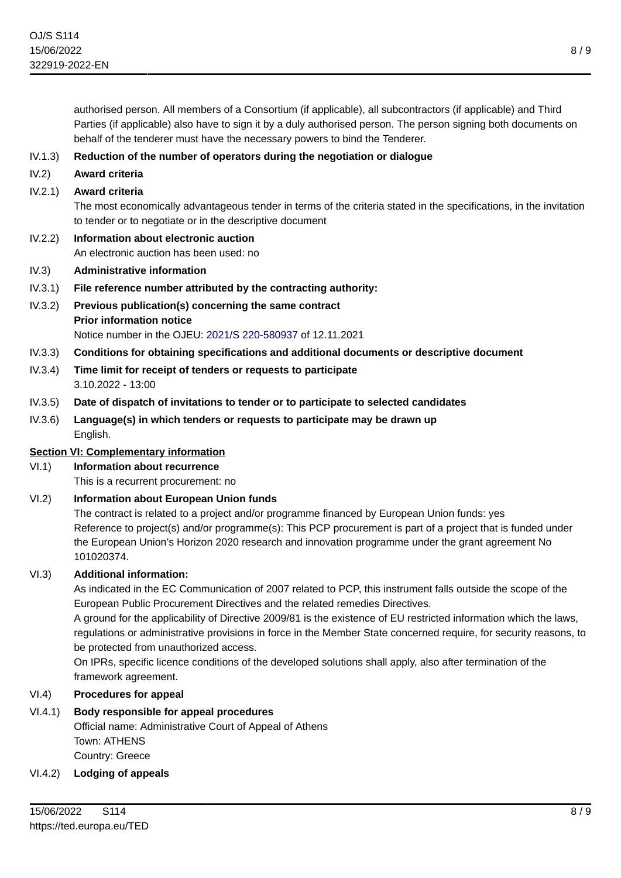authorised person. All members of a Consortium (if applicable), all subcontractors (if applicable) and Third Parties (if applicable) also have to sign it by a duly authorised person. The person signing both documents on behalf of the tenderer must have the necessary powers to bind the Tenderer.

IV.1.3) **Reduction of the number of operators during the negotiation or dialogue**

IV.2) **Award criteria**

IV.2.1) **Award criteria**

The most economically advantageous tender in terms of the criteria stated in the specifications, in the invitation to tender or to negotiate or in the descriptive document

IV.2.2) **Information about electronic auction**

An electronic auction has been used: no

IV.3) **Administrative information**

IV.3.1) **File reference number attributed by the contracting authority:**

IV.3.2) **Previous publication(s) concerning the same contract**

**Prior information notice**

Notice number in the OJEU: 2021/S 220-580937 of 12.11.2021

IV.3.3) **Conditions for obtaining specifications and additional documents or descriptive document**

IV.3.4) **Time limit for receipt of tenders or requests to participate**

3.10.2022 - 13:00

IV.3.5) **Date of dispatch of invitations to tender or to participate to selected candidates**

IV.3.6) **Language(s) in which tenders or requests to participate may be drawn up**

English.

## Section VI: Complementary information

VI.1) **Information about recurrence**

This is a recurrent procurement: no

VI.2) **Information about European Union funds**

The contract is related to a project and/or programme financed by European Union funds: yes

Reference to project(s) and/or programme(s): This PCP procurement is part of a project that is funded under the European Union's Horizon 2020 research and innovation programme under the grant agreement No 101020374.

VI.3) **Additional information:**

As indicated in the EC Communication of 2007 related to PCP, this instrument falls outside the scope of the European Public Procurement Directives and the related remedies Directives.

A ground for the applicability of Directive 2009/81 is the existence of EU restricted information which the laws, regulations or administrative provisions in force in the Member State concerned require, for security reasons, to be protected from unauthorized access.

On IPRs, specific licence conditions of the developed solutions shall apply, also after termination of the framework agreement.

VI.4) **Procedures for appeal**

VI.4.1) **Body responsible for appeal procedures**

Official name: Administrative Court of Appeal of Athens

Town: ATHENS

Country: Greece

VI.4.2) **Lodging of appeals**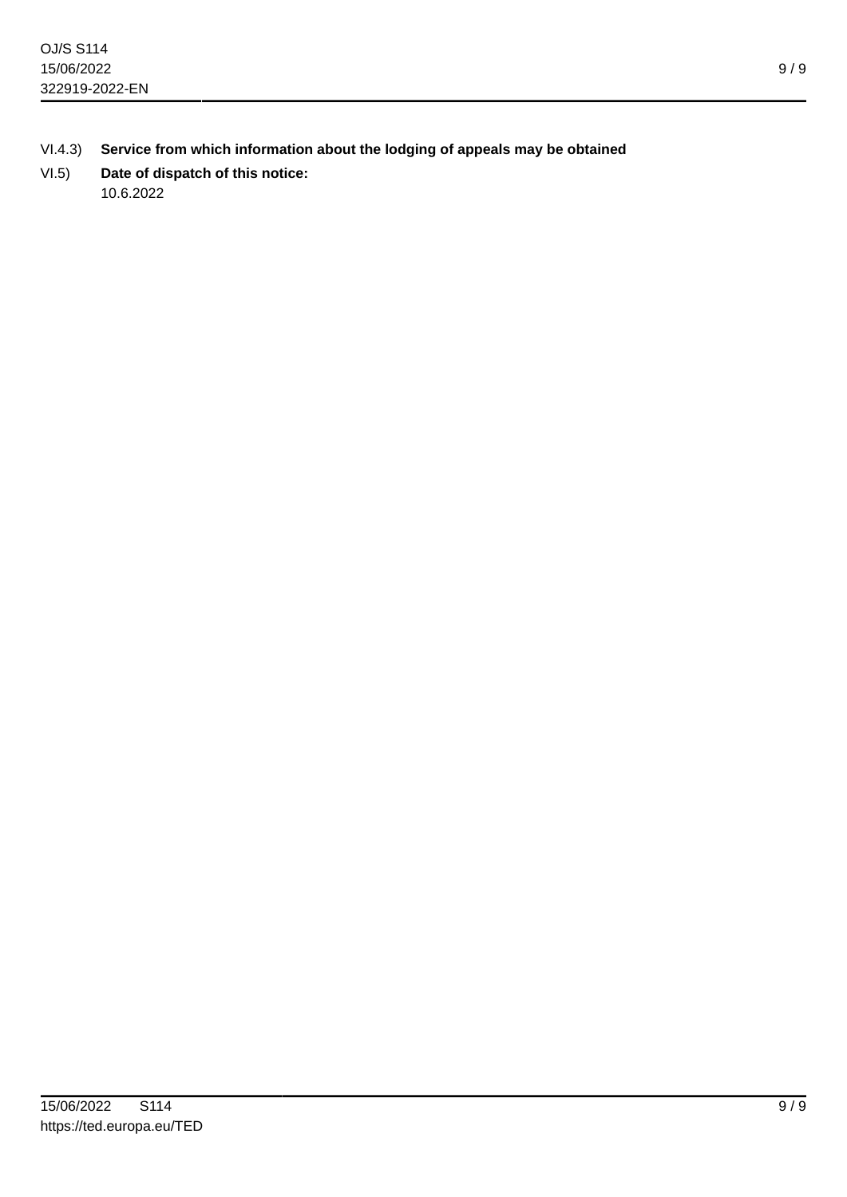VI.4.3) **Service from which information about the lodging of appeals may be obtained**

VI.5) **Date of dispatch of this notice:**

10.6.2022